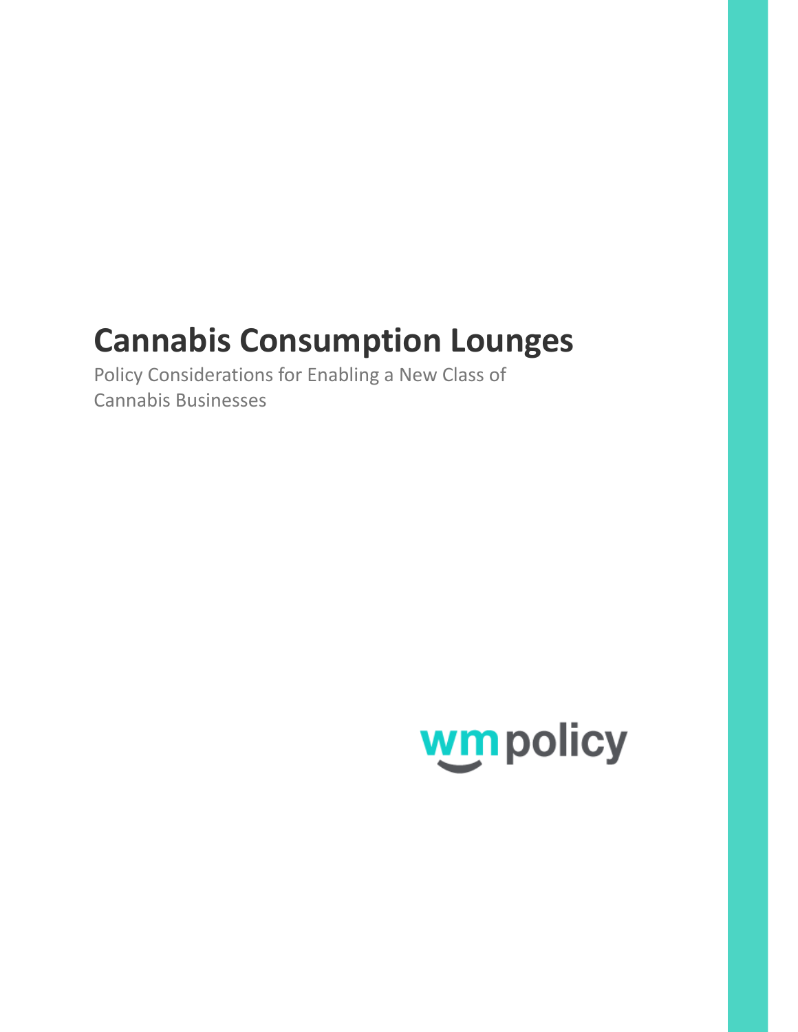# Cannabis Consumption Lounges

Policy Considerations for Enabling a New Class of Cannabis Businesses

wm policy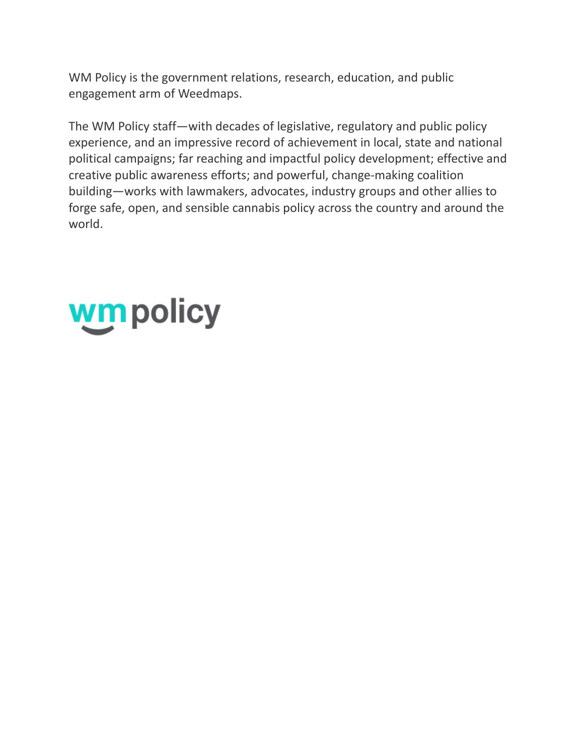WM Policy is the government relations, research, education, and public engagement arm of Weedmaps.

The WM Policy staff—with decades of legislative, regulatory and public policy experience, and an impressive record of achievement in local, state and national political campaigns; far reaching and impactful policy development; effective and creative public awareness efforts; and powerful, change-making coalition building—works with lawmakers, advocates, industry groups and other allies to forge safe, open, and sensible cannabis policy across the country and around the world.

wm policy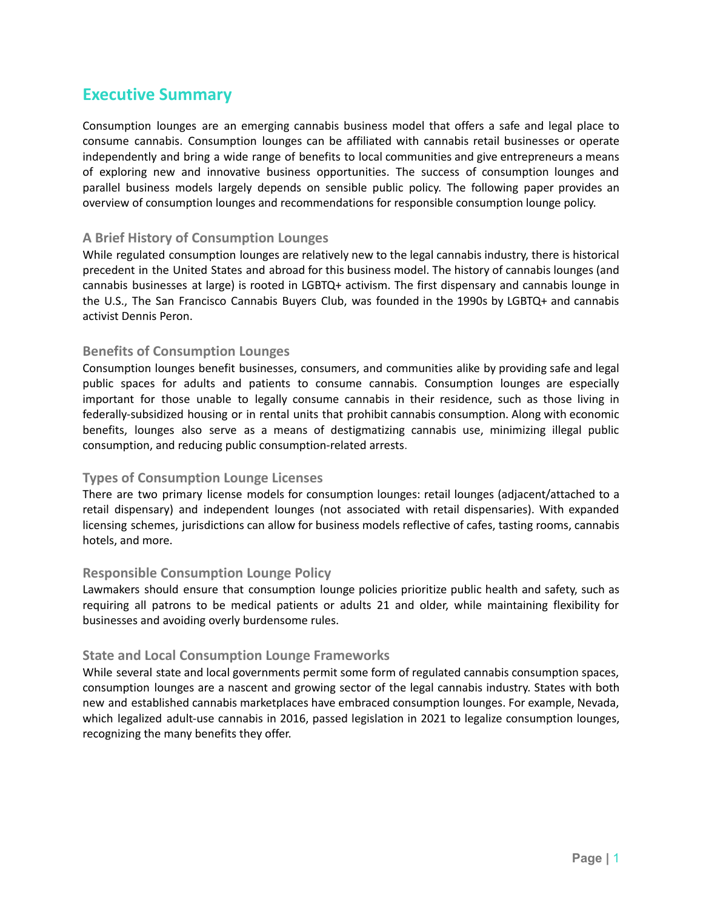## Executive Summary

Consumption lounges are an emerging cannabis business model that offers a safe and legal place to consume cannabis. Consumption lounges can be affiliated with cannabis retail businesses or operate independently and bring a wide range of benefits to local communities and give entrepreneurs a means of exploring new and innovative business opportunities. The success of consumption lounges and parallel business models largely depends on sensible public policy. The following paper provides an overview of consumption lounges and recommendations for responsible consumption lounge policy.

### A Brief History of Consumption Lounges

While regulated consumption lounges are relatively new to the legal cannabis industry, there is historical precedent in the United States and abroad for this business model. The history of cannabis lounges (and cannabis businesses at large) is rooted in LGBTQ+ activism. The first dispensary and cannabis lounge in the U.S., The San Francisco Cannabis Buyers Club, was founded in the 1990s by LGBTQ+ and cannabis activist Dennis Peron.

### Benefits of Consumption Lounges

Consumption lounges benefit businesses, consumers, and communities alike by providing safe and legal public spaces for adults and patients to consume cannabis. Consumption lounges are especially important for those unable to legally consume cannabis in their residence, such as those living in federally-subsidized housing or in rental units that prohibit cannabis consumption. Along with economic benefits, lounges also serve as a means of destigmatizing cannabis use, minimizing illegal public consumption, and reducing public consumption-related arrests.

### Types of Consumption Lounge Licenses

There are two primary license models for consumption lounges: retail lounges (adjacent/attached to a retail dispensary) and independent lounges (not associated with retail dispensaries). With expanded licensing schemes, jurisdictions can allow for business models reflective of cafes, tasting rooms, cannabis hotels, and more.

### Responsible Consumption Lounge Policy

Lawmakers should ensure that consumption lounge policies prioritize public health and safety, such as requiring all patrons to be medical patients or adults 21 and older, while maintaining flexibility for businesses and avoiding overly burdensome rules.

### State and Local Consumption Lounge Frameworks

While several state and local governments permit some form of regulated cannabis consumption spaces, consumption lounges are a nascent and growing sector of the legal cannabis industry. States with both new and established cannabis marketplaces have embraced consumption lounges. For example, Nevada, which legalized adult-use cannabis in 2016, passed legislation in 2021 to legalize consumption lounges, recognizing the many benefits they offer.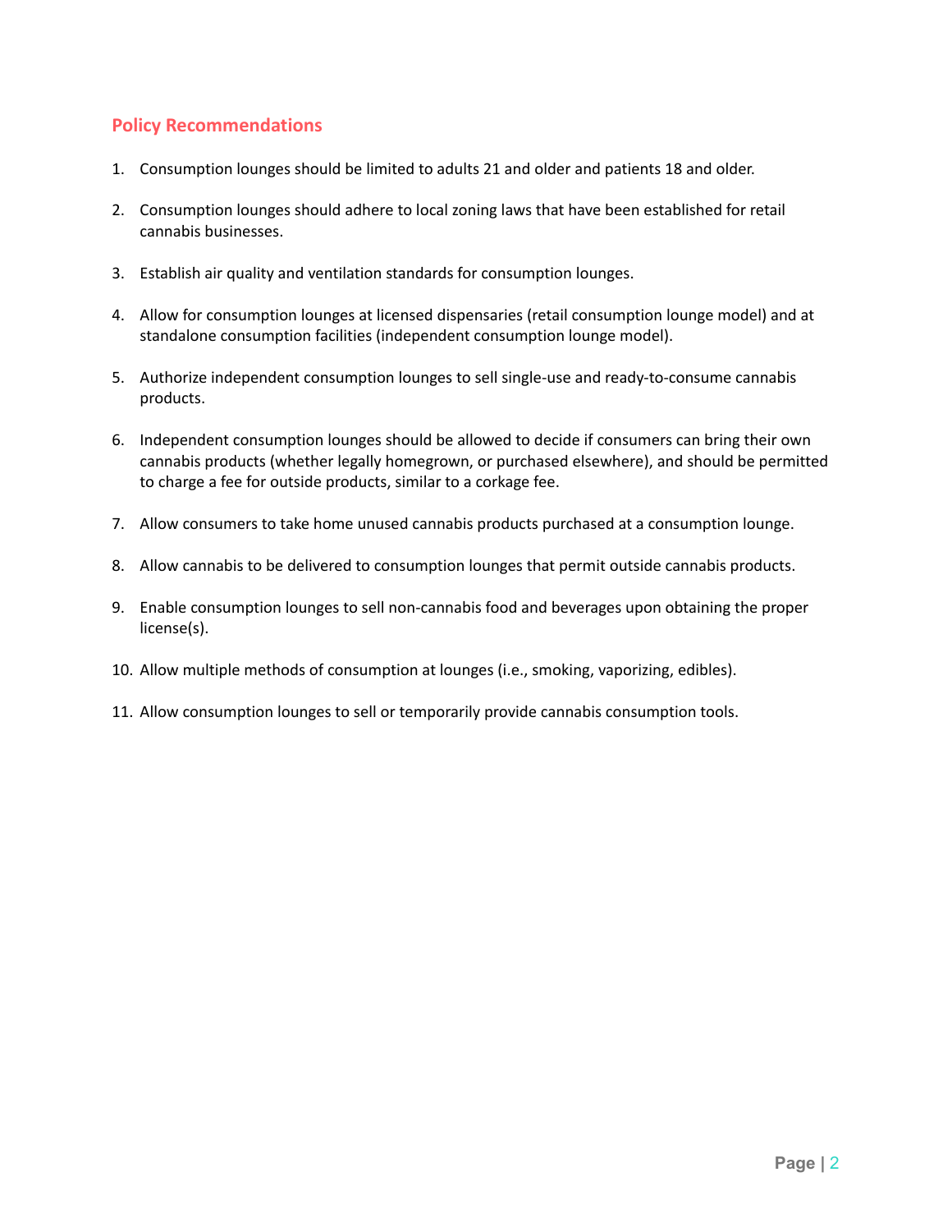## Policy Recommendations

1. Consumption lounges should be limited to adults 21 and older and patients 18 and older.

2. Consumption lounges should adhere to local zoning laws that have been established for retail cannabis businesses.

3. Establish air quality and ventilation standards for consumption lounges.

4. Allow for consumption lounges at licensed dispensaries (retail consumption lounge model) and at standalone consumption facilities (independent consumption lounge model).

5. Authorize independent consumption lounges to sell single-use and ready-to-consume cannabis products.

6. Independent consumption lounges should be allowed to decide if consumers can bring their own cannabis products (whether legally homegrown, or purchased elsewhere), and should be permitted to charge a fee for outside products, similar to a corkage fee.

7. Allow consumers to take home unused cannabis products purchased at a consumption lounge.

8. Allow cannabis to be delivered to consumption lounges that permit outside cannabis products.

9. Enable consumption lounges to sell non-cannabis food and beverages upon obtaining the proper license(s).

10. Allow multiple methods of consumption at lounges (i.e., smoking, vaporizing, edibles).

11. Allow consumption lounges to sell or temporarily provide cannabis consumption tools.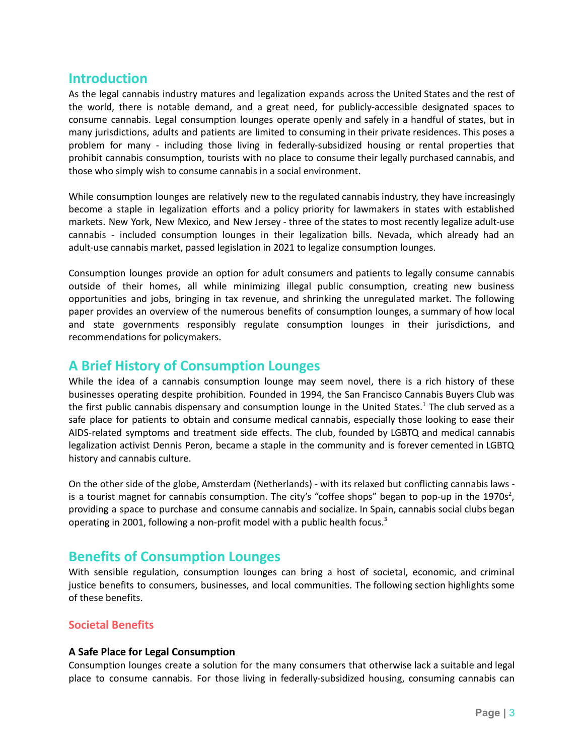## Introduction

As the legal cannabis industry matures and legalization expands across the United States and the rest of the world, there is notable demand, and a great need, for publicly-accessible designated spaces to consume cannabis. Legal consumption lounges operate openly and safely in a handful of states, but in many jurisdictions, adults and patients are limited to consuming in their private residences. This poses a problem for many - including those living in federally-subsidized housing or rental properties that prohibit cannabis consumption, tourists with no place to consume their legally purchased cannabis, and those who simply wish to consume cannabis in a social environment.

While consumption lounges are relatively new to the regulated cannabis industry, they have increasingly become a staple in legalization efforts and a policy priority for lawmakers in states with established markets. New York, New Mexico, and New Jersey - three of the states to most recently legalize adult-use cannabis - included consumption lounges in their legalization bills. Nevada, which already had an adult-use cannabis market, passed legislation in 2021 to legalize consumption lounges.

Consumption lounges provide an option for adult consumers and patients to legally consume cannabis outside of their homes, all while minimizing illegal public consumption, creating new business opportunities and jobs, bringing in tax revenue, and shrinking the unregulated market. The following paper provides an overview of the numerous benefits of consumption lounges, a summary of how local and state governments responsibly regulate consumption lounges in their jurisdictions, and recommendations for policymakers.

## A Brief History of Consumption Lounges

While the idea of a cannabis consumption lounge may seem novel, there is a rich history of these businesses operating despite prohibition. Founded in 1994, the San Francisco Cannabis Buyers Club was the first public cannabis dispensary and consumption lounge in the United States.[1] The club served as a safe place for patients to obtain and consume medical cannabis, especially those looking to ease their AIDS-related symptoms and treatment side effects. The club, founded by LGBTQ and medical cannabis legalization activist Dennis Peron, became a staple in the community and is forever cemented in LGBTQ history and cannabis culture.

On the other side of the globe, Amsterdam (Netherlands) - with its relaxed but conflicting cannabis laws - is a tourist magnet for cannabis consumption. The city's "coffee shops" began to pop-up in the 1970s[2], providing a space to purchase and consume cannabis and socialize. In Spain, cannabis social clubs began operating in 2001, following a non-profit model with a public health focus.[3]

## Benefits of Consumption Lounges

With sensible regulation, consumption lounges can bring a host of societal, economic, and criminal justice benefits to consumers, businesses, and local communities. The following section highlights some of these benefits.

### Societal Benefits

#### A Safe Place for Legal Consumption

Consumption lounges create a solution for the many consumers that otherwise lack a suitable and legal place to consume cannabis. For those living in federally-subsidized housing, consuming cannabis can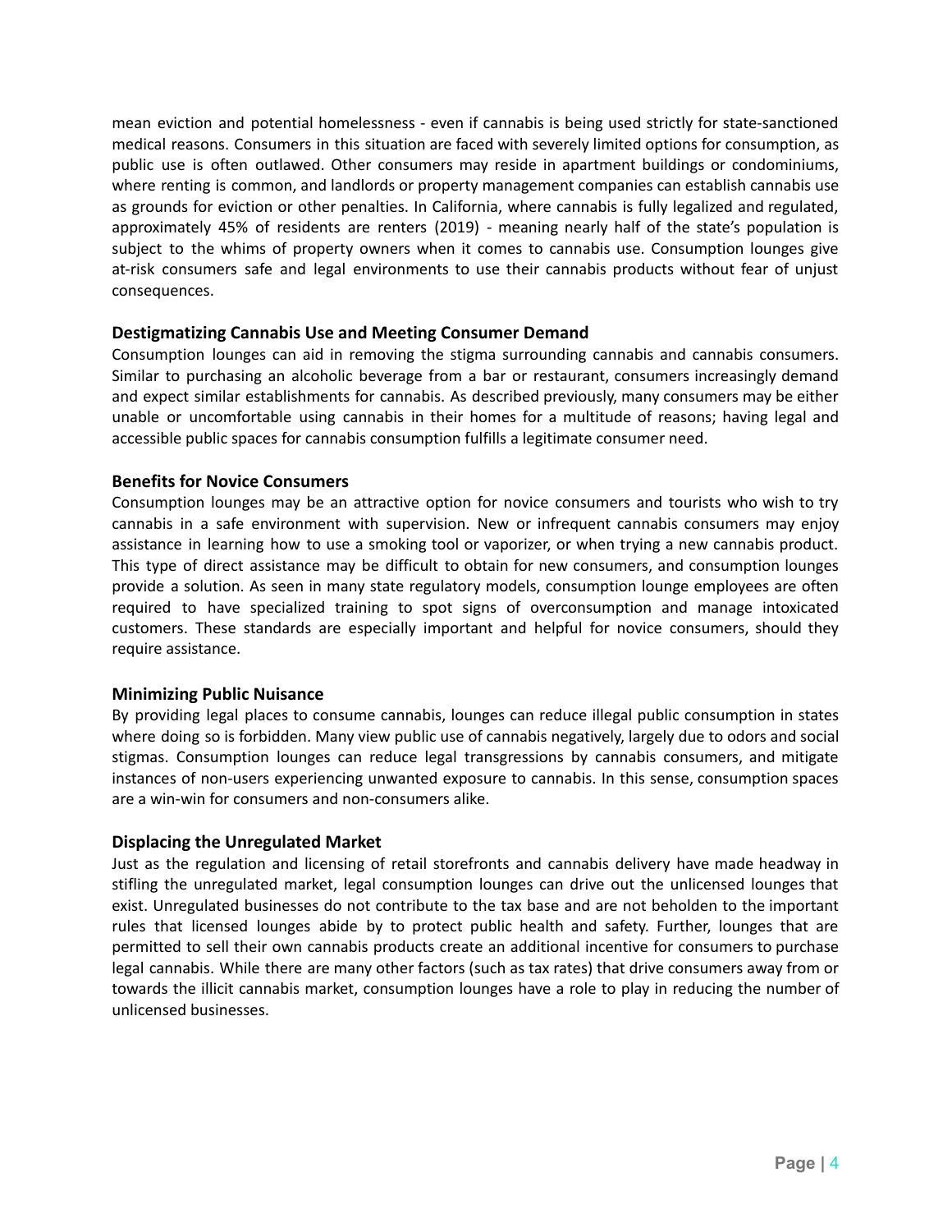mean eviction and potential homelessness - even if cannabis is being used strictly for state-sanctioned medical reasons. Consumers in this situation are faced with severely limited options for consumption, as public use is often outlawed. Other consumers may reside in apartment buildings or condominiums, where renting is common, and landlords or property management companies can establish cannabis use as grounds for eviction or other penalties. In California, where cannabis is fully legalized and regulated, approximately 45% of residents are renters (2019) - meaning nearly half of the state's population is subject to the whims of property owners when it comes to cannabis use. Consumption lounges give at-risk consumers safe and legal environments to use their cannabis products without fear of unjust consequences.

### Destigmatizing Cannabis Use and Meeting Consumer Demand

Consumption lounges can aid in removing the stigma surrounding cannabis and cannabis consumers. Similar to purchasing an alcoholic beverage from a bar or restaurant, consumers increasingly demand and expect similar establishments for cannabis. As described previously, many consumers may be either unable or uncomfortable using cannabis in their homes for a multitude of reasons; having legal and accessible public spaces for cannabis consumption fulfills a legitimate consumer need.

### Benefits for Novice Consumers

Consumption lounges may be an attractive option for novice consumers and tourists who wish to try cannabis in a safe environment with supervision. New or infrequent cannabis consumers may enjoy assistance in learning how to use a smoking tool or vaporizer, or when trying a new cannabis product. This type of direct assistance may be difficult to obtain for new consumers, and consumption lounges provide a solution. As seen in many state regulatory models, consumption lounge employees are often required to have specialized training to spot signs of overconsumption and manage intoxicated customers. These standards are especially important and helpful for novice consumers, should they require assistance.

### Minimizing Public Nuisance

By providing legal places to consume cannabis, lounges can reduce illegal public consumption in states where doing so is forbidden. Many view public use of cannabis negatively, largely due to odors and social stigmas. Consumption lounges can reduce legal transgressions by cannabis consumers, and mitigate instances of non-users experiencing unwanted exposure to cannabis. In this sense, consumption spaces are a win-win for consumers and non-consumers alike.

### Displacing the Unregulated Market

Just as the regulation and licensing of retail storefronts and cannabis delivery have made headway in stifling the unregulated market, legal consumption lounges can drive out the unlicensed lounges that exist. Unregulated businesses do not contribute to the tax base and are not beholden to the important rules that licensed lounges abide by to protect public health and safety. Further, lounges that are permitted to sell their own cannabis products create an additional incentive for consumers to purchase legal cannabis. While there are many other factors (such as tax rates) that drive consumers away from or towards the illicit cannabis market, consumption lounges have a role to play in reducing the number of unlicensed businesses.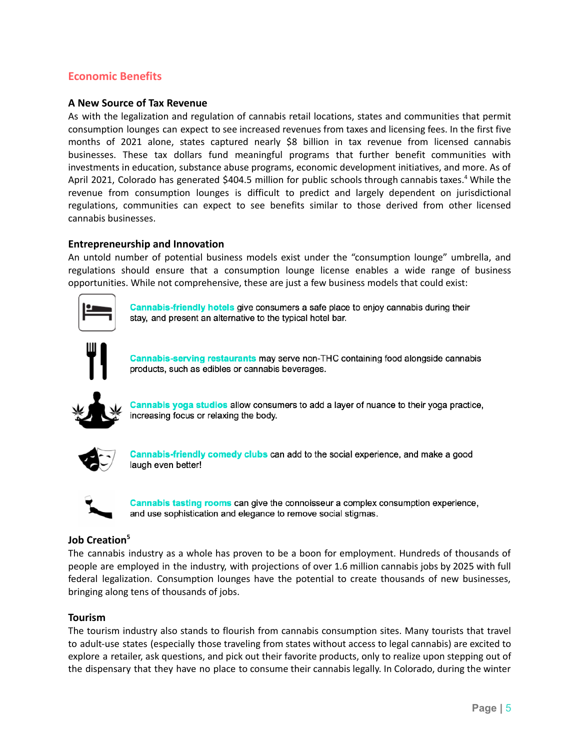## Economic Benefits

### A New Source of Tax Revenue

As with the legalization and regulation of cannabis retail locations, states and communities that permit consumption lounges can expect to see increased revenues from taxes and licensing fees. In the first five months of 2021 alone, states captured nearly $8 billion in tax revenue from licensed cannabis businesses. These tax dollars fund meaningful programs that further benefit communities with investments in education, substance abuse programs, economic development initiatives, and more. As of April 2021, Colorado has generated $404.5 million for public schools through cannabis taxes.[4] While the revenue from consumption lounges is difficult to predict and largely dependent on jurisdictional regulations, communities can expect to see benefits similar to those derived from other licensed cannabis businesses.

### Entrepreneurship and Innovation

An untold number of potential business models exist under the "consumption lounge" umbrella, and regulations should ensure that a consumption lounge license enables a wide range of business opportunities. While not comprehensive, these are just a few business models that could exist:

- **Cannabis-friendly hotels** give consumers a safe place to enjoy cannabis during their stay, and present an alternative to the typical hotel bar.
- **Cannabis-serving restaurants** may serve non-THC containing food alongside cannabis products, such as edibles or cannabis beverages.
- **Cannabis yoga studios** allow consumers to add a layer of nuance to their yoga practice, increasing focus or relaxing the body.
- **Cannabis-friendly comedy clubs** can add to the social experience, and make a good laugh even better!
- **Cannabis tasting rooms** can give the connoisseur a complex consumption experience, and use sophistication and elegance to remove social stigmas.

### Job Creation[5]

The cannabis industry as a whole has proven to be a boon for employment. Hundreds of thousands of people are employed in the industry, with projections of over 1.6 million cannabis jobs by 2025 with full federal legalization. Consumption lounges have the potential to create thousands of new businesses, bringing along tens of thousands of jobs.

### Tourism

The tourism industry also stands to flourish from cannabis consumption sites. Many tourists that travel to adult-use states (especially those traveling from states without access to legal cannabis) are excited to explore a retailer, ask questions, and pick out their favorite products, only to realize upon stepping out of the dispensary that they have no place to consume their cannabis legally. In Colorado, during the winter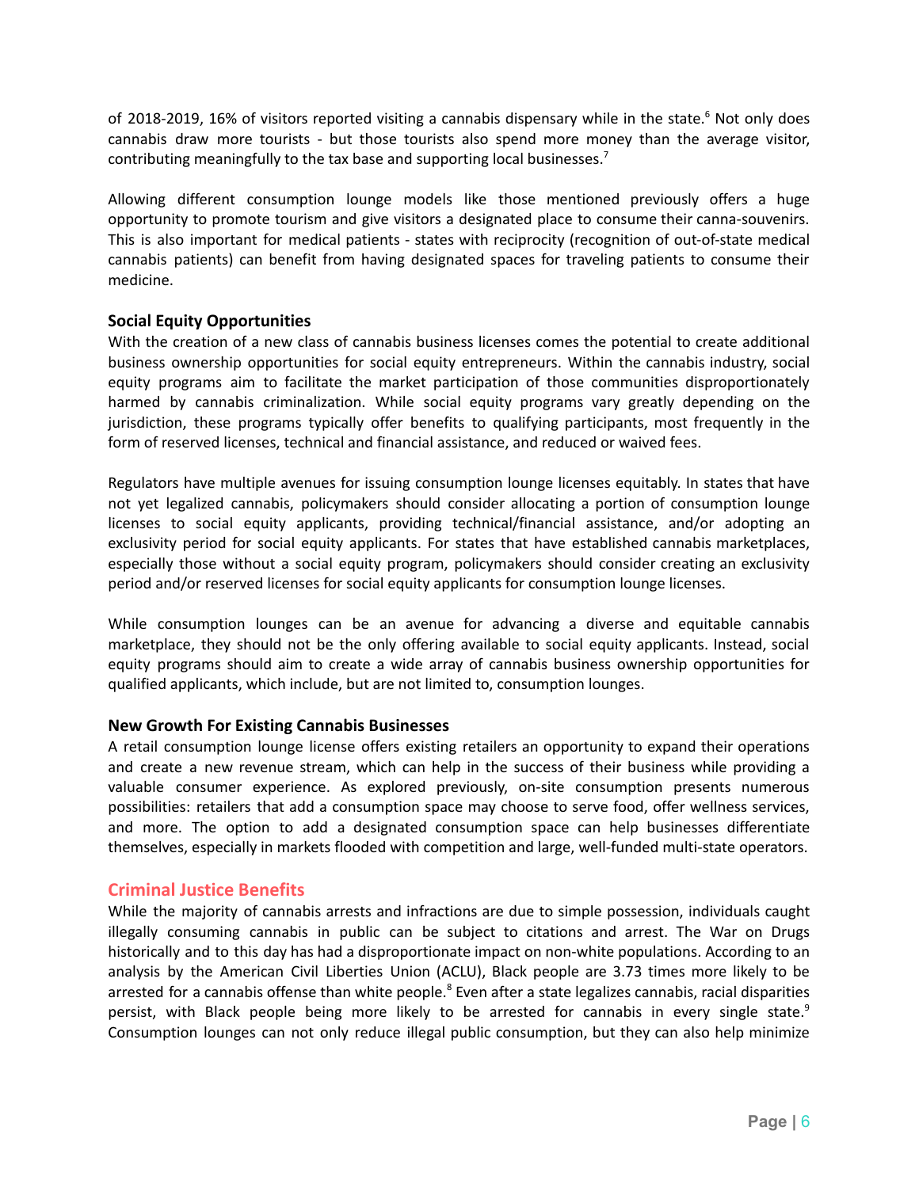of 2018-2019, 16% of visitors reported visiting a cannabis dispensary while in the state.[6] Not only does cannabis draw more tourists - but those tourists also spend more money than the average visitor, contributing meaningfully to the tax base and supporting local businesses.[7]

Allowing different consumption lounge models like those mentioned previously offers a huge opportunity to promote tourism and give visitors a designated place to consume their canna-souvenirs. This is also important for medical patients - states with reciprocity (recognition of out-of-state medical cannabis patients) can benefit from having designated spaces for traveling patients to consume their medicine.

**Social Equity Opportunities**

With the creation of a new class of cannabis business licenses comes the potential to create additional business ownership opportunities for social equity entrepreneurs. Within the cannabis industry, social equity programs aim to facilitate the market participation of those communities disproportionately harmed by cannabis criminalization. While social equity programs vary greatly depending on the jurisdiction, these programs typically offer benefits to qualifying participants, most frequently in the form of reserved licenses, technical and financial assistance, and reduced or waived fees.

Regulators have multiple avenues for issuing consumption lounge licenses equitably. In states that have not yet legalized cannabis, policymakers should consider allocating a portion of consumption lounge licenses to social equity applicants, providing technical/financial assistance, and/or adopting an exclusivity period for social equity applicants. For states that have established cannabis marketplaces, especially those without a social equity program, policymakers should consider creating an exclusivity period and/or reserved licenses for social equity applicants for consumption lounge licenses.

While consumption lounges can be an avenue for advancing a diverse and equitable cannabis marketplace, they should not be the only offering available to social equity applicants. Instead, social equity programs should aim to create a wide array of cannabis business ownership opportunities for qualified applicants, which include, but are not limited to, consumption lounges.

**New Growth For Existing Cannabis Businesses**

A retail consumption lounge license offers existing retailers an opportunity to expand their operations and create a new revenue stream, which can help in the success of their business while providing a valuable consumer experience. As explored previously, on-site consumption presents numerous possibilities: retailers that add a consumption space may choose to serve food, offer wellness services, and more. The option to add a designated consumption space can help businesses differentiate themselves, especially in markets flooded with competition and large, well-funded multi-state operators.

## Criminal Justice Benefits

While the majority of cannabis arrests and infractions are due to simple possession, individuals caught illegally consuming cannabis in public can be subject to citations and arrest. The War on Drugs historically and to this day has had a disproportionate impact on non-white populations. According to an analysis by the American Civil Liberties Union (ACLU), Black people are 3.73 times more likely to be arrested for a cannabis offense than white people.[8] Even after a state legalizes cannabis, racial disparities persist, with Black people being more likely to be arrested for cannabis in every single state.[9] Consumption lounges can not only reduce illegal public consumption, but they can also help minimize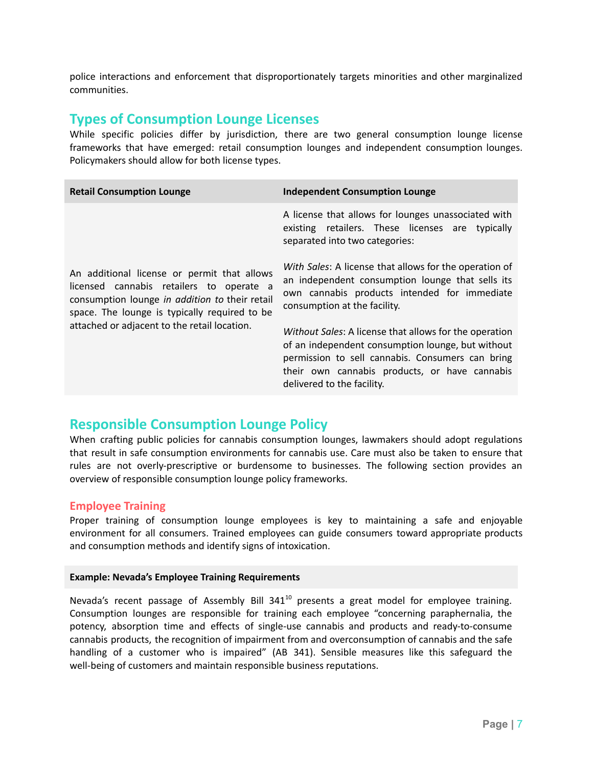police interactions and enforcement that disproportionately targets minorities and other marginalized communities.

## Types of Consumption Lounge Licenses

While specific policies differ by jurisdiction, there are two general consumption lounge license frameworks that have emerged: retail consumption lounges and independent consumption lounges. Policymakers should allow for both license types.

| Retail Consumption Lounge | Independent Consumption Lounge |
|---|---|
| An additional license or permit that allows licensed cannabis retailers to operate a consumption lounge *in addition to* their retail space. The lounge is typically required to be attached or adjacent to the retail location. | A license that allows for lounges unassociated with existing retailers. These licenses are typically separated into two categories:<br><br>*With Sales*: A license that allows for the operation of an independent consumption lounge that sells its own cannabis products intended for immediate consumption at the facility.<br><br>*Without Sales*: A license that allows for the operation of an independent consumption lounge, but without permission to sell cannabis. Consumers can bring their own cannabis products, or have cannabis delivered to the facility. |

## Responsible Consumption Lounge Policy

When crafting public policies for cannabis consumption lounges, lawmakers should adopt regulations that result in safe consumption environments for cannabis use. Care must also be taken to ensure that rules are not overly-prescriptive or burdensome to businesses. The following section provides an overview of responsible consumption lounge policy frameworks.

### Employee Training

Proper training of consumption lounge employees is key to maintaining a safe and enjoyable environment for all consumers. Trained employees can guide consumers toward appropriate products and consumption methods and identify signs of intoxication.

**Example: Nevada's Employee Training Requirements**

Nevada's recent passage of Assembly Bill 341[10] presents a great model for employee training. Consumption lounges are responsible for training each employee "concerning paraphernalia, the potency, absorption time and effects of single-use cannabis and products and ready-to-consume cannabis products, the recognition of impairment from and overconsumption of cannabis and the safe handling of a customer who is impaired" (AB 341). Sensible measures like this safeguard the well-being of customers and maintain responsible business reputations.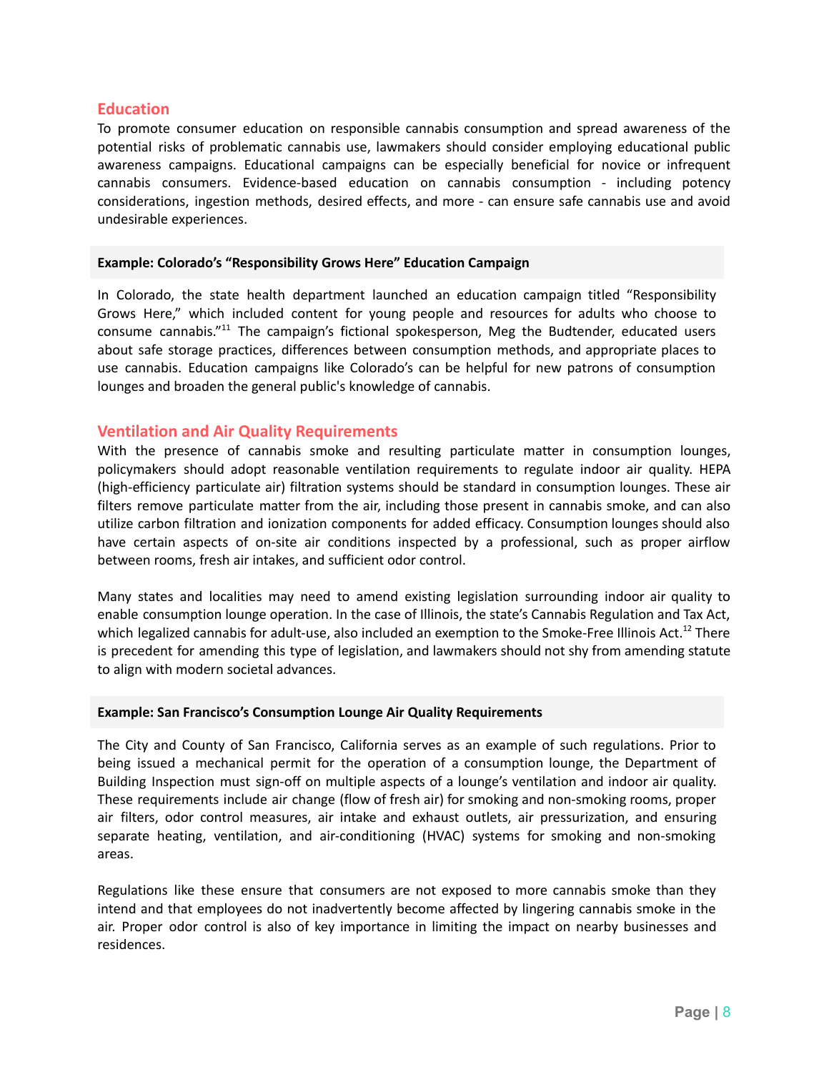## Education

To promote consumer education on responsible cannabis consumption and spread awareness of the potential risks of problematic cannabis use, lawmakers should consider employing educational public awareness campaigns. Educational campaigns can be especially beneficial for novice or infrequent cannabis consumers. Evidence-based education on cannabis consumption - including potency considerations, ingestion methods, desired effects, and more - can ensure safe cannabis use and avoid undesirable experiences.

**Example: Colorado's "Responsibility Grows Here" Education Campaign**

In Colorado, the state health department launched an education campaign titled "Responsibility Grows Here," which included content for young people and resources for adults who choose to consume cannabis."[11] The campaign's fictional spokesperson, Meg the Budtender, educated users about safe storage practices, differences between consumption methods, and appropriate places to use cannabis. Education campaigns like Colorado's can be helpful for new patrons of consumption lounges and broaden the general public's knowledge of cannabis.

## Ventilation and Air Quality Requirements

With the presence of cannabis smoke and resulting particulate matter in consumption lounges, policymakers should adopt reasonable ventilation requirements to regulate indoor air quality. HEPA (high-efficiency particulate air) filtration systems should be standard in consumption lounges. These air filters remove particulate matter from the air, including those present in cannabis smoke, and can also utilize carbon filtration and ionization components for added efficacy. Consumption lounges should also have certain aspects of on-site air conditions inspected by a professional, such as proper airflow between rooms, fresh air intakes, and sufficient odor control.

Many states and localities may need to amend existing legislation surrounding indoor air quality to enable consumption lounge operation. In the case of Illinois, the state's Cannabis Regulation and Tax Act, which legalized cannabis for adult-use, also included an exemption to the Smoke-Free Illinois Act.[12] There is precedent for amending this type of legislation, and lawmakers should not shy from amending statute to align with modern societal advances.

**Example: San Francisco's Consumption Lounge Air Quality Requirements**

The City and County of San Francisco, California serves as an example of such regulations. Prior to being issued a mechanical permit for the operation of a consumption lounge, the Department of Building Inspection must sign-off on multiple aspects of a lounge's ventilation and indoor air quality. These requirements include air change (flow of fresh air) for smoking and non-smoking rooms, proper air filters, odor control measures, air intake and exhaust outlets, air pressurization, and ensuring separate heating, ventilation, and air-conditioning (HVAC) systems for smoking and non-smoking areas.

Regulations like these ensure that consumers are not exposed to more cannabis smoke than they intend and that employees do not inadvertently become affected by lingering cannabis smoke in the air. Proper odor control is also of key importance in limiting the impact on nearby businesses and residences.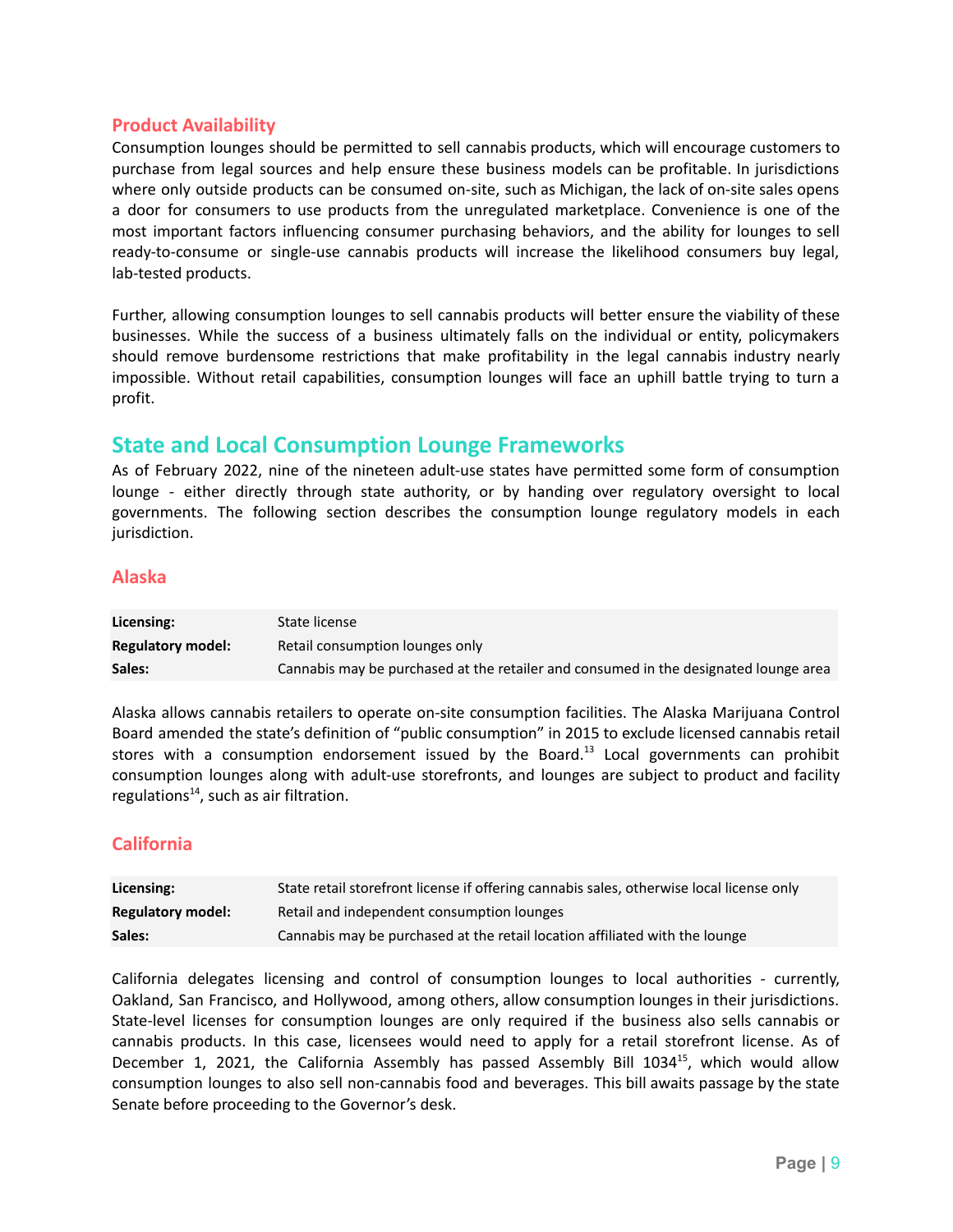### Product Availability

Consumption lounges should be permitted to sell cannabis products, which will encourage customers to purchase from legal sources and help ensure these business models can be profitable. In jurisdictions where only outside products can be consumed on-site, such as Michigan, the lack of on-site sales opens a door for consumers to use products from the unregulated marketplace. Convenience is one of the most important factors influencing consumer purchasing behaviors, and the ability for lounges to sell ready-to-consume or single-use cannabis products will increase the likelihood consumers buy legal, lab-tested products.

Further, allowing consumption lounges to sell cannabis products will better ensure the viability of these businesses. While the success of a business ultimately falls on the individual or entity, policymakers should remove burdensome restrictions that make profitability in the legal cannabis industry nearly impossible. Without retail capabilities, consumption lounges will face an uphill battle trying to turn a profit.

## State and Local Consumption Lounge Frameworks

As of February 2022, nine of the nineteen adult-use states have permitted some form of consumption lounge - either directly through state authority, or by handing over regulatory oversight to local governments. The following section describes the consumption lounge regulatory models in each jurisdiction.

### Alaska

| | |
|---|---|
| **Licensing:** | State license |
| **Regulatory model:** | Retail consumption lounges only |
| **Sales:** | Cannabis may be purchased at the retailer and consumed in the designated lounge area |

Alaska allows cannabis retailers to operate on-site consumption facilities. The Alaska Marijuana Control Board amended the state's definition of "public consumption" in 2015 to exclude licensed cannabis retail stores with a consumption endorsement issued by the Board.[13] Local governments can prohibit consumption lounges along with adult-use storefronts, and lounges are subject to product and facility regulations[14], such as air filtration.

### California

| | |
|---|---|
| **Licensing:** | State retail storefront license if offering cannabis sales, otherwise local license only |
| **Regulatory model:** | Retail and independent consumption lounges |
| **Sales:** | Cannabis may be purchased at the retail location affiliated with the lounge |

California delegates licensing and control of consumption lounges to local authorities - currently, Oakland, San Francisco, and Hollywood, among others, allow consumption lounges in their jurisdictions. State-level licenses for consumption lounges are only required if the business also sells cannabis or cannabis products. In this case, licensees would need to apply for a retail storefront license. As of December 1, 2021, the California Assembly has passed Assembly Bill 1034[15], which would allow consumption lounges to also sell non-cannabis food and beverages. This bill awaits passage by the state Senate before proceeding to the Governor's desk.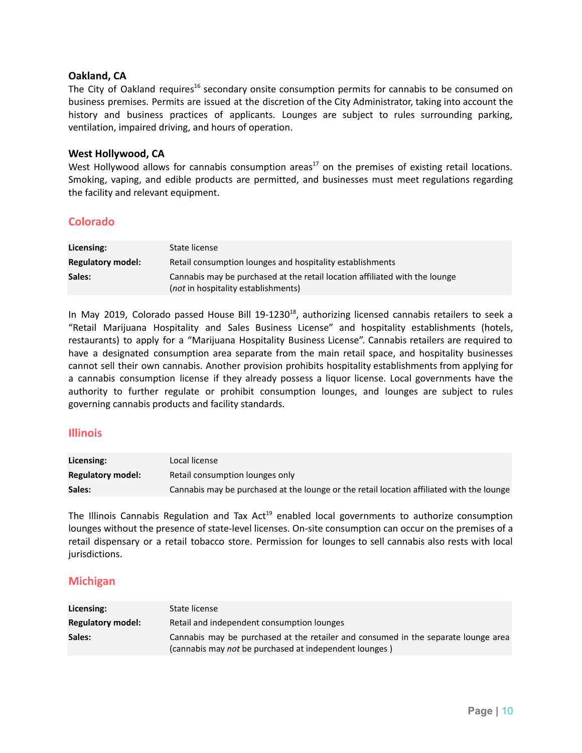### Oakland, CA

The City of Oakland requires[16] secondary onsite consumption permits for cannabis to be consumed on business premises. Permits are issued at the discretion of the City Administrator, taking into account the history and business practices of applicants. Lounges are subject to rules surrounding parking, ventilation, impaired driving, and hours of operation.

### West Hollywood, CA

West Hollywood allows for cannabis consumption areas[17] on the premises of existing retail locations. Smoking, vaping, and edible products are permitted, and businesses must meet regulations regarding the facility and relevant equipment.

## Colorado

| | |
|---|---|
| **Licensing:** | State license |
| **Regulatory model:** | Retail consumption lounges and hospitality establishments |
| **Sales:** | Cannabis may be purchased at the retail location affiliated with the lounge (*not* in hospitality establishments) |

In May 2019, Colorado passed House Bill 19-1230[18], authorizing licensed cannabis retailers to seek a "Retail Marijuana Hospitality and Sales Business License" and hospitality establishments (hotels, restaurants) to apply for a "Marijuana Hospitality Business License". Cannabis retailers are required to have a designated consumption area separate from the main retail space, and hospitality businesses cannot sell their own cannabis. Another provision prohibits hospitality establishments from applying for a cannabis consumption license if they already possess a liquor license. Local governments have the authority to further regulate or prohibit consumption lounges, and lounges are subject to rules governing cannabis products and facility standards.

## Illinois

| | |
|---|---|
| **Licensing:** | Local license |
| **Regulatory model:** | Retail consumption lounges only |
| **Sales:** | Cannabis may be purchased at the lounge or the retail location affiliated with the lounge |

The Illinois Cannabis Regulation and Tax Act[19] enabled local governments to authorize consumption lounges without the presence of state-level licenses. On-site consumption can occur on the premises of a retail dispensary or a retail tobacco store. Permission for lounges to sell cannabis also rests with local jurisdictions.

## Michigan

| | |
|---|---|
| **Licensing:** | State license |
| **Regulatory model:** | Retail and independent consumption lounges |
| **Sales:** | Cannabis may be purchased at the retailer and consumed in the separate lounge area (cannabis may *not* be purchased at independent lounges ) |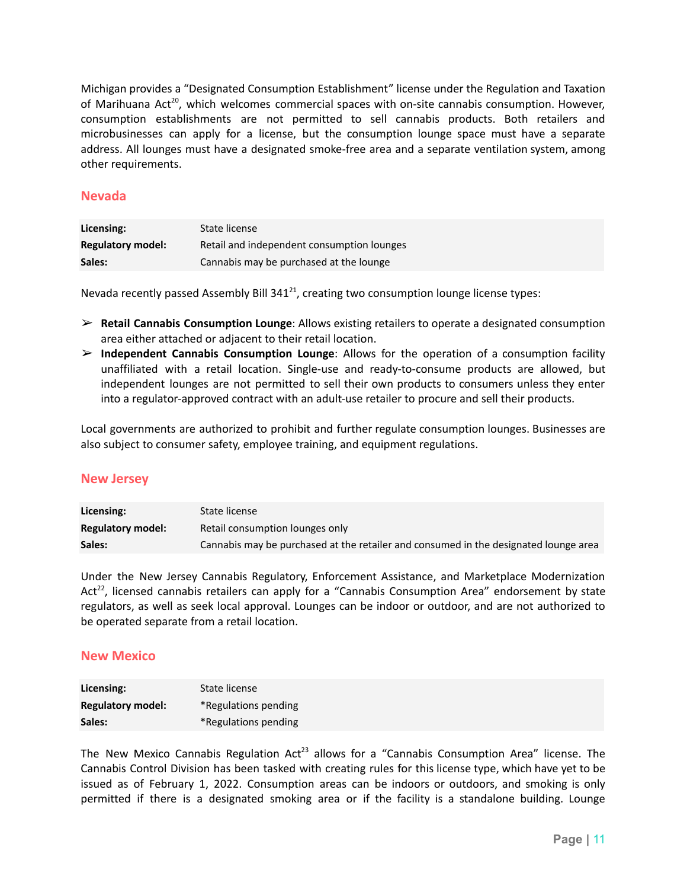Michigan provides a "Designated Consumption Establishment" license under the Regulation and Taxation of Marihuana Act[20], which welcomes commercial spaces with on-site cannabis consumption. However, consumption establishments are not permitted to sell cannabis products. Both retailers and microbusinesses can apply for a license, but the consumption lounge space must have a separate address. All lounges must have a designated smoke-free area and a separate ventilation system, among other requirements.

## Nevada

| | |
|---|---|
| **Licensing:** | State license |
| **Regulatory model:** | Retail and independent consumption lounges |
| **Sales:** | Cannabis may be purchased at the lounge |

Nevada recently passed Assembly Bill 341[21], creating two consumption lounge license types:

- **Retail Cannabis Consumption Lounge**: Allows existing retailers to operate a designated consumption area either attached or adjacent to their retail location.
- **Independent Cannabis Consumption Lounge**: Allows for the operation of a consumption facility unaffiliated with a retail location. Single-use and ready-to-consume products are allowed, but independent lounges are not permitted to sell their own products to consumers unless they enter into a regulator-approved contract with an adult-use retailer to procure and sell their products.

Local governments are authorized to prohibit and further regulate consumption lounges. Businesses are also subject to consumer safety, employee training, and equipment regulations.

## New Jersey

| | |
|---|---|
| **Licensing:** | State license |
| **Regulatory model:** | Retail consumption lounges only |
| **Sales:** | Cannabis may be purchased at the retailer and consumed in the designated lounge area |

Under the New Jersey Cannabis Regulatory, Enforcement Assistance, and Marketplace Modernization Act[22], licensed cannabis retailers can apply for a "Cannabis Consumption Area" endorsement by state regulators, as well as seek local approval. Lounges can be indoor or outdoor, and are not authorized to be operated separate from a retail location.

## New Mexico

| | |
|---|---|
| **Licensing:** | State license |
| **Regulatory model:** | *Regulations pending |
| **Sales:** | *Regulations pending |

The New Mexico Cannabis Regulation Act[23] allows for a "Cannabis Consumption Area" license. The Cannabis Control Division has been tasked with creating rules for this license type, which have yet to be issued as of February 1, 2022. Consumption areas can be indoors or outdoors, and smoking is only permitted if there is a designated smoking area or if the facility is a standalone building. Lounge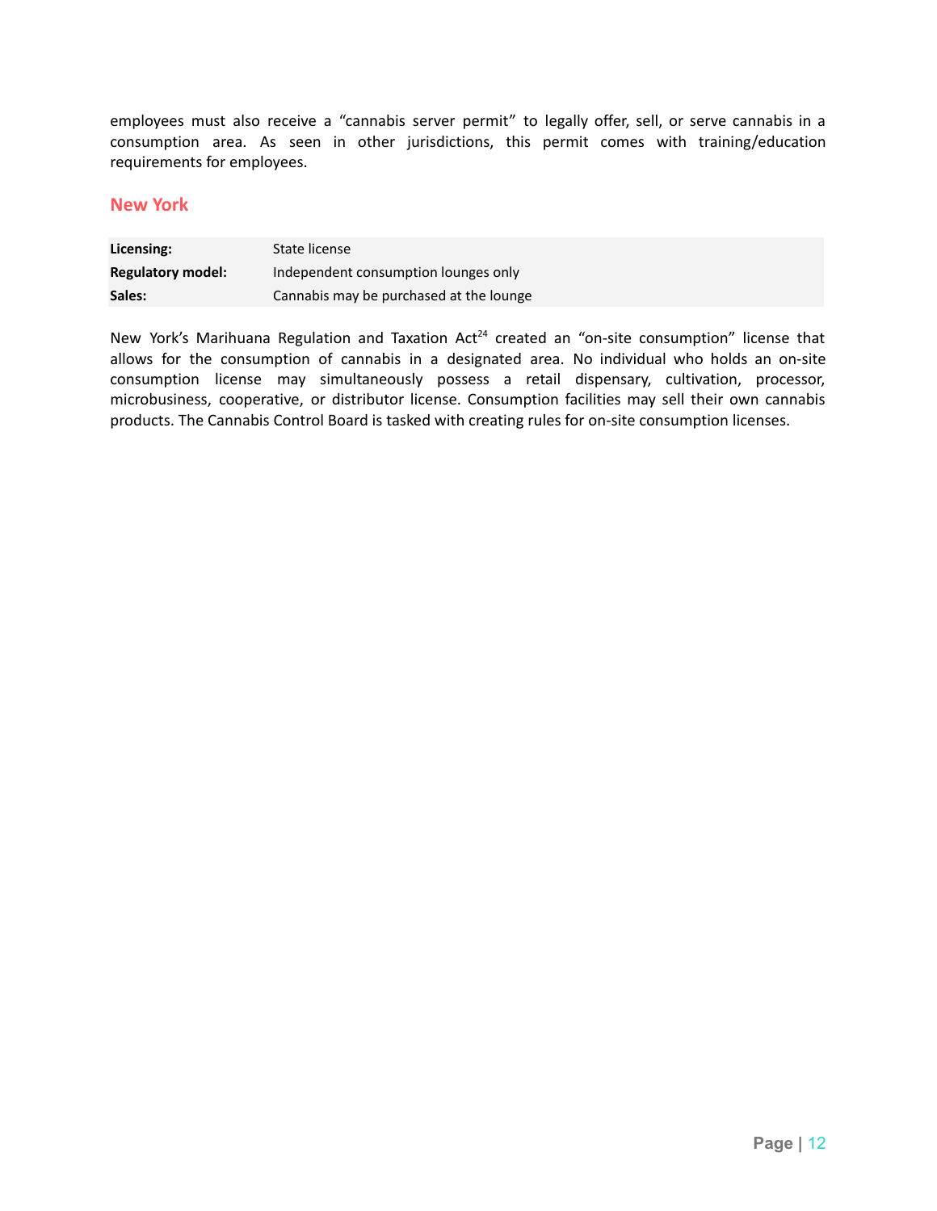employees must also receive a "cannabis server permit" to legally offer, sell, or serve cannabis in a consumption area. As seen in other jurisdictions, this permit comes with training/education requirements for employees.

## New York

| | |
|---|---|
| **Licensing:** | State license |
| **Regulatory model:** | Independent consumption lounges only |
| **Sales:** | Cannabis may be purchased at the lounge |

New York's Marihuana Regulation and Taxation Act[24] created an "on-site consumption" license that allows for the consumption of cannabis in a designated area. No individual who holds an on-site consumption license may simultaneously possess a retail dispensary, cultivation, processor, microbusiness, cooperative, or distributor license. Consumption facilities may sell their own cannabis products. The Cannabis Control Board is tasked with creating rules for on-site consumption licenses.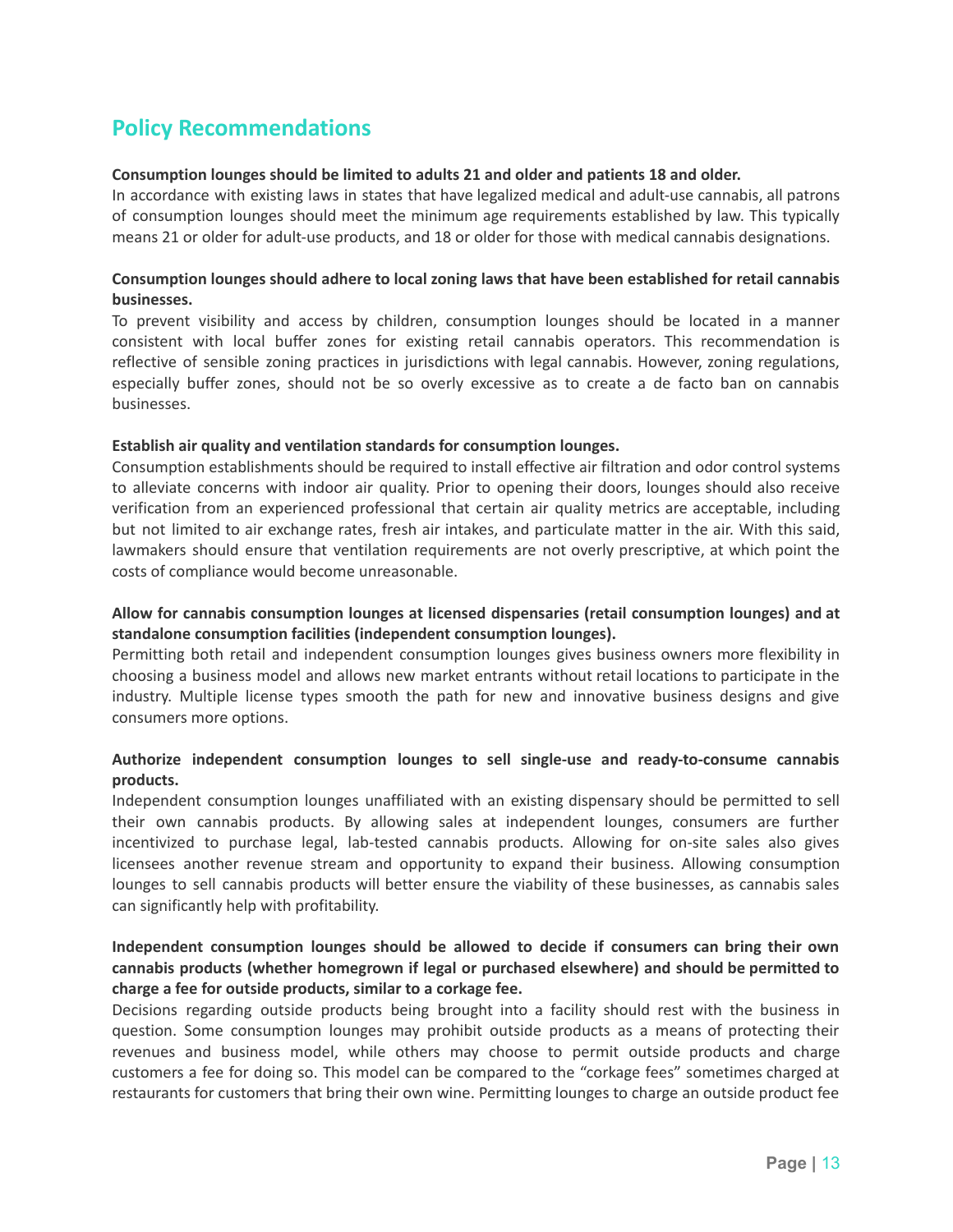## Policy Recommendations

**Consumption lounges should be limited to adults 21 and older and patients 18 and older.**

In accordance with existing laws in states that have legalized medical and adult-use cannabis, all patrons of consumption lounges should meet the minimum age requirements established by law. This typically means 21 or older for adult-use products, and 18 or older for those with medical cannabis designations.

**Consumption lounges should adhere to local zoning laws that have been established for retail cannabis businesses.**

To prevent visibility and access by children, consumption lounges should be located in a manner consistent with local buffer zones for existing retail cannabis operators. This recommendation is reflective of sensible zoning practices in jurisdictions with legal cannabis. However, zoning regulations, especially buffer zones, should not be so overly excessive as to create a de facto ban on cannabis businesses.

**Establish air quality and ventilation standards for consumption lounges.**

Consumption establishments should be required to install effective air filtration and odor control systems to alleviate concerns with indoor air quality. Prior to opening their doors, lounges should also receive verification from an experienced professional that certain air quality metrics are acceptable, including but not limited to air exchange rates, fresh air intakes, and particulate matter in the air. With this said, lawmakers should ensure that ventilation requirements are not overly prescriptive, at which point the costs of compliance would become unreasonable.

**Allow for cannabis consumption lounges at licensed dispensaries (retail consumption lounges) and at standalone consumption facilities (independent consumption lounges).**

Permitting both retail and independent consumption lounges gives business owners more flexibility in choosing a business model and allows new market entrants without retail locations to participate in the industry. Multiple license types smooth the path for new and innovative business designs and give consumers more options.

**Authorize independent consumption lounges to sell single-use and ready-to-consume cannabis products.**

Independent consumption lounges unaffiliated with an existing dispensary should be permitted to sell their own cannabis products. By allowing sales at independent lounges, consumers are further incentivized to purchase legal, lab-tested cannabis products. Allowing for on-site sales also gives licensees another revenue stream and opportunity to expand their business. Allowing consumption lounges to sell cannabis products will better ensure the viability of these businesses, as cannabis sales can significantly help with profitability.

**Independent consumption lounges should be allowed to decide if consumers can bring their own cannabis products (whether homegrown if legal or purchased elsewhere) and should be permitted to charge a fee for outside products, similar to a corkage fee.**

Decisions regarding outside products being brought into a facility should rest with the business in question. Some consumption lounges may prohibit outside products as a means of protecting their revenues and business model, while others may choose to permit outside products and charge customers a fee for doing so. This model can be compared to the "corkage fees" sometimes charged at restaurants for customers that bring their own wine. Permitting lounges to charge an outside product fee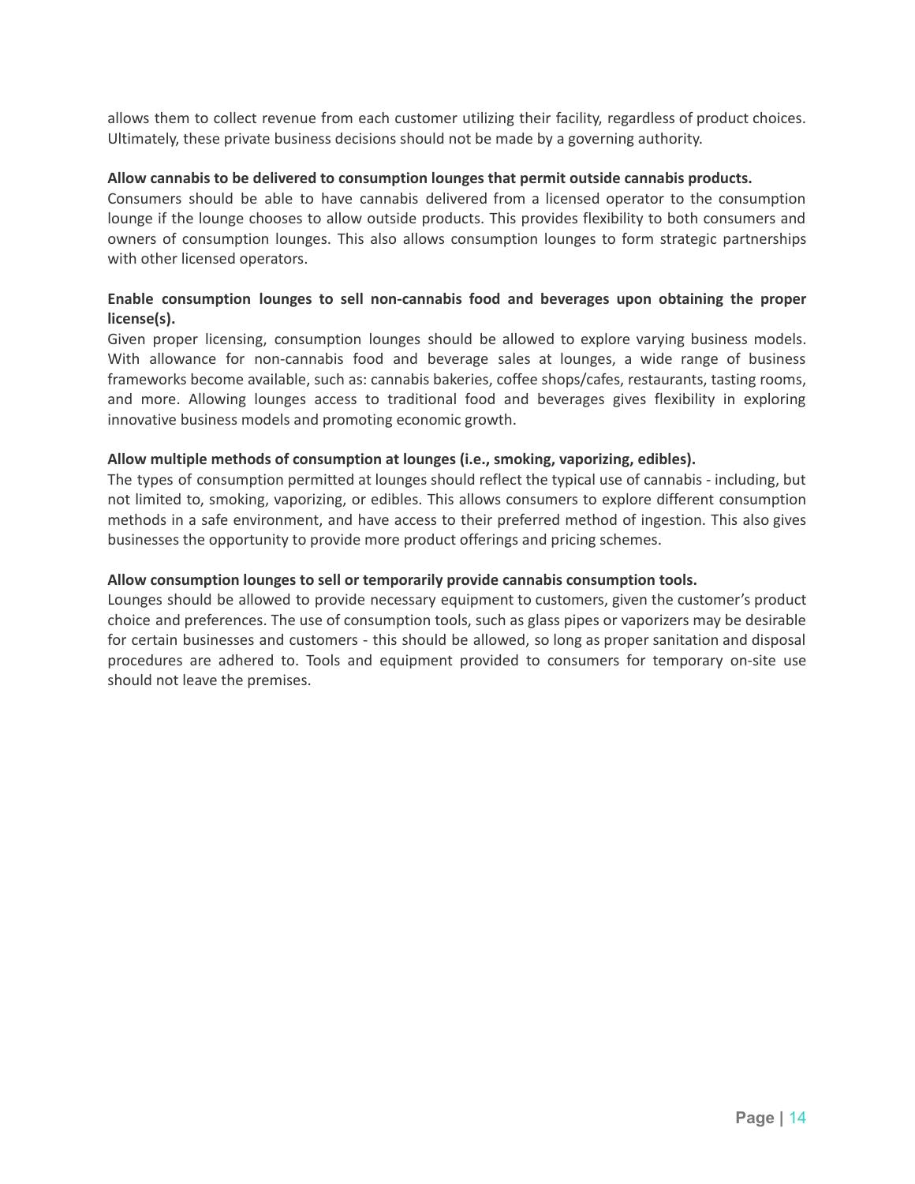allows them to collect revenue from each customer utilizing their facility, regardless of product choices. Ultimately, these private business decisions should not be made by a governing authority.

**Allow cannabis to be delivered to consumption lounges that permit outside cannabis products.**
Consumers should be able to have cannabis delivered from a licensed operator to the consumption lounge if the lounge chooses to allow outside products. This provides flexibility to both consumers and owners of consumption lounges. This also allows consumption lounges to form strategic partnerships with other licensed operators.

**Enable consumption lounges to sell non-cannabis food and beverages upon obtaining the proper license(s).**
Given proper licensing, consumption lounges should be allowed to explore varying business models. With allowance for non-cannabis food and beverage sales at lounges, a wide range of business frameworks become available, such as: cannabis bakeries, coffee shops/cafes, restaurants, tasting rooms, and more. Allowing lounges access to traditional food and beverages gives flexibility in exploring innovative business models and promoting economic growth.

**Allow multiple methods of consumption at lounges (i.e., smoking, vaporizing, edibles).**
The types of consumption permitted at lounges should reflect the typical use of cannabis - including, but not limited to, smoking, vaporizing, or edibles. This allows consumers to explore different consumption methods in a safe environment, and have access to their preferred method of ingestion. This also gives businesses the opportunity to provide more product offerings and pricing schemes.

**Allow consumption lounges to sell or temporarily provide cannabis consumption tools.**
Lounges should be allowed to provide necessary equipment to customers, given the customer's product choice and preferences. The use of consumption tools, such as glass pipes or vaporizers may be desirable for certain businesses and customers - this should be allowed, so long as proper sanitation and disposal procedures are adhered to. Tools and equipment provided to consumers for temporary on-site use should not leave the premises.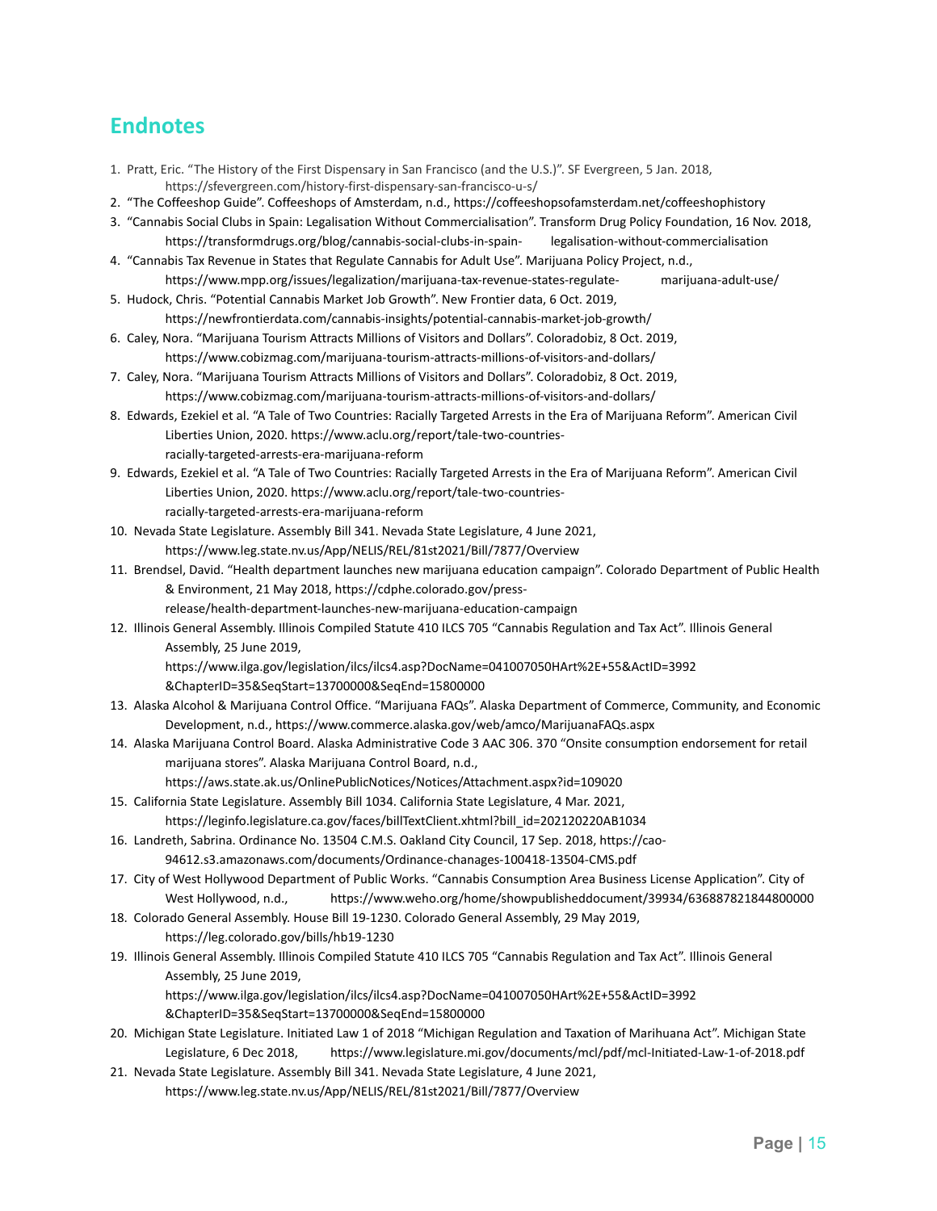## Endnotes

1. Pratt, Eric. "The History of the First Dispensary in San Francisco (and the U.S.)". SF Evergreen, 5 Jan. 2018, https://sfevergreen.com/history-first-dispensary-san-francisco-u-s/
2. "The Coffeeshop Guide". Coffeeshops of Amsterdam, n.d., https://coffeeshopsofamsterdam.net/coffeeshophistory
3. "Cannabis Social Clubs in Spain: Legalisation Without Commercialisation". Transform Drug Policy Foundation, 16 Nov. 2018, https://transformdrugs.org/blog/cannabis-social-clubs-in-spain- legalisation-without-commercialisation
4. "Cannabis Tax Revenue in States that Regulate Cannabis for Adult Use". Marijuana Policy Project, n.d., https://www.mpp.org/issues/legalization/marijuana-tax-revenue-states-regulate- marijuana-adult-use/
5. Hudock, Chris. "Potential Cannabis Market Job Growth". New Frontier data, 6 Oct. 2019, https://newfrontierdata.com/cannabis-insights/potential-cannabis-market-job-growth/
6. Caley, Nora. "Marijuana Tourism Attracts Millions of Visitors and Dollars". Coloradobiz, 8 Oct. 2019, https://www.cobizmag.com/marijuana-tourism-attracts-millions-of-visitors-and-dollars/
7. Caley, Nora. "Marijuana Tourism Attracts Millions of Visitors and Dollars". Coloradobiz, 8 Oct. 2019, https://www.cobizmag.com/marijuana-tourism-attracts-millions-of-visitors-and-dollars/
8. Edwards, Ezekiel et al. "A Tale of Two Countries: Racially Targeted Arrests in the Era of Marijuana Reform". American Civil Liberties Union, 2020. https://www.aclu.org/report/tale-two-countries-racially-targeted-arrests-era-marijuana-reform
9. Edwards, Ezekiel et al. "A Tale of Two Countries: Racially Targeted Arrests in the Era of Marijuana Reform". American Civil Liberties Union, 2020. https://www.aclu.org/report/tale-two-countries-racially-targeted-arrests-era-marijuana-reform
10. Nevada State Legislature. Assembly Bill 341. Nevada State Legislature, 4 June 2021, https://www.leg.state.nv.us/App/NELIS/REL/81st2021/Bill/7877/Overview
11. Brendsel, David. "Health department launches new marijuana education campaign". Colorado Department of Public Health & Environment, 21 May 2018, https://cdphe.colorado.gov/press-release/health-department-launches-new-marijuana-education-campaign
12. Illinois General Assembly. Illinois Compiled Statute 410 ILCS 705 "Cannabis Regulation and Tax Act". Illinois General Assembly, 25 June 2019, https://www.ilga.gov/legislation/ilcs/ilcs4.asp?DocName=041007050HArt%2E+55&ActID=3992&ChapterID=35&SeqStart=13700000&SeqEnd=15800000
13. Alaska Alcohol & Marijuana Control Office. "Marijuana FAQs". Alaska Department of Commerce, Community, and Economic Development, n.d., https://www.commerce.alaska.gov/web/amco/MarijuanaFAQs.aspx
14. Alaska Marijuana Control Board. Alaska Administrative Code 3 AAC 306. 370 "Onsite consumption endorsement for retail marijuana stores". Alaska Marijuana Control Board, n.d., https://aws.state.ak.us/OnlinePublicNotices/Notices/Attachment.aspx?id=109020
15. California State Legislature. Assembly Bill 1034. California State Legislature, 4 Mar. 2021, https://leginfo.legislature.ca.gov/faces/billTextClient.xhtml?bill_id=202120220AB1034
16. Landreth, Sabrina. Ordinance No. 13504 C.M.S. Oakland City Council, 17 Sep. 2018, https://cao-94612.s3.amazonaws.com/documents/Ordinance-chanages-100418-13504-CMS.pdf
17. City of West Hollywood Department of Public Works. "Cannabis Consumption Area Business License Application". City of West Hollywood, n.d., https://www.weho.org/home/showpublisheddocument/39934/636887821844800000
18. Colorado General Assembly. House Bill 19-1230. Colorado General Assembly, 29 May 2019, https://leg.colorado.gov/bills/hb19-1230
19. Illinois General Assembly. Illinois Compiled Statute 410 ILCS 705 "Cannabis Regulation and Tax Act". Illinois General Assembly, 25 June 2019, https://www.ilga.gov/legislation/ilcs/ilcs4.asp?DocName=041007050HArt%2E+55&ActID=3992&ChapterID=35&SeqStart=13700000&SeqEnd=15800000
20. Michigan State Legislature. Initiated Law 1 of 2018 "Michigan Regulation and Taxation of Marihuana Act". Michigan State Legislature, 6 Dec 2018, https://www.legislature.mi.gov/documents/mcl/pdf/mcl-Initiated-Law-1-of-2018.pdf
21. Nevada State Legislature. Assembly Bill 341. Nevada State Legislature, 4 June 2021, https://www.leg.state.nv.us/App/NELIS/REL/81st2021/Bill/7877/Overview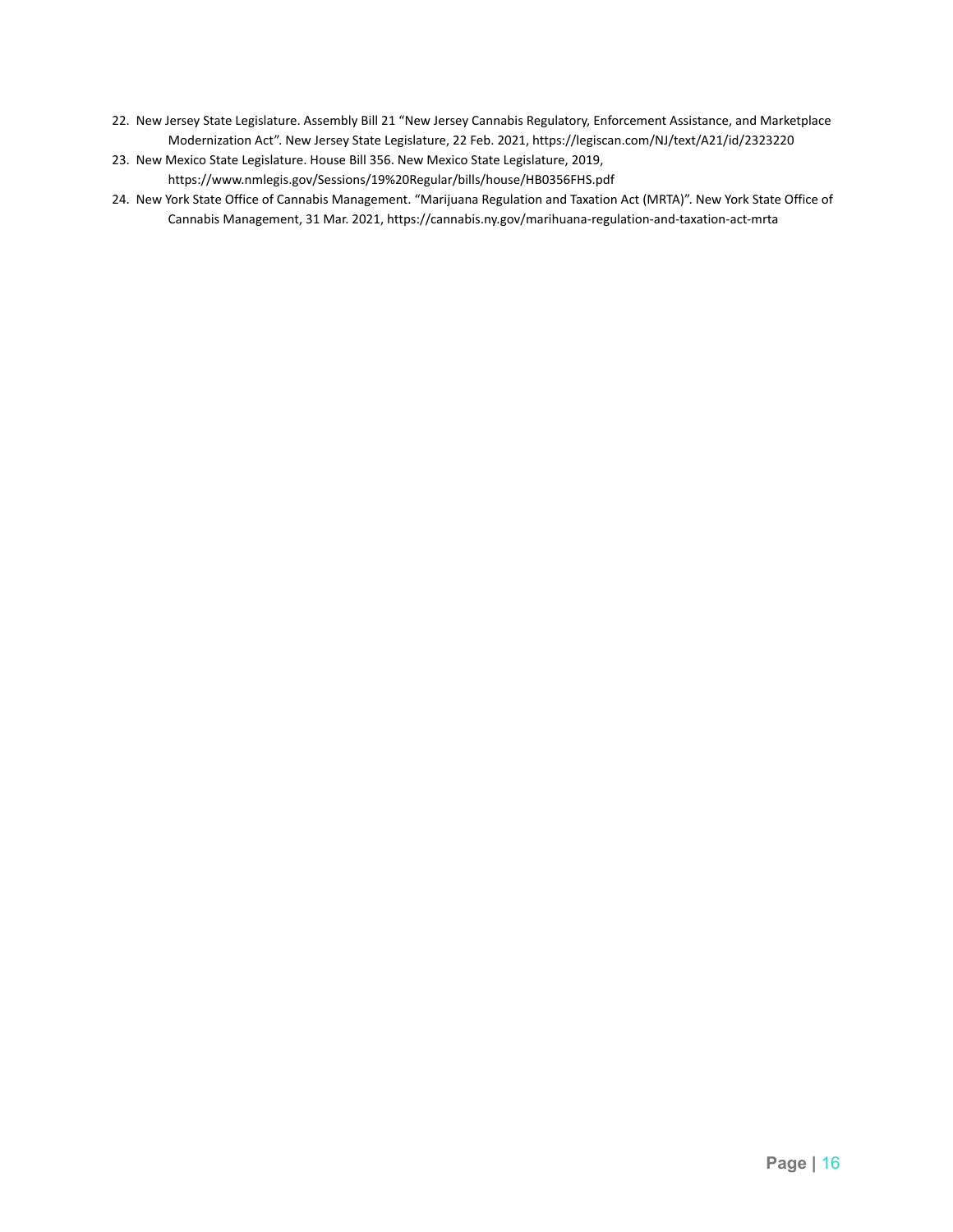22. New Jersey State Legislature. Assembly Bill 21 "New Jersey Cannabis Regulatory, Enforcement Assistance, and Marketplace Modernization Act". New Jersey State Legislature, 22 Feb. 2021, https://legiscan.com/NJ/text/A21/id/2323220
23. New Mexico State Legislature. House Bill 356. New Mexico State Legislature, 2019, https://www.nmlegis.gov/Sessions/19%20Regular/bills/house/HB0356FHS.pdf
24. New York State Office of Cannabis Management. "Marijuana Regulation and Taxation Act (MRTA)". New York State Office of Cannabis Management, 31 Mar. 2021, https://cannabis.ny.gov/marihuana-regulation-and-taxation-act-mrta